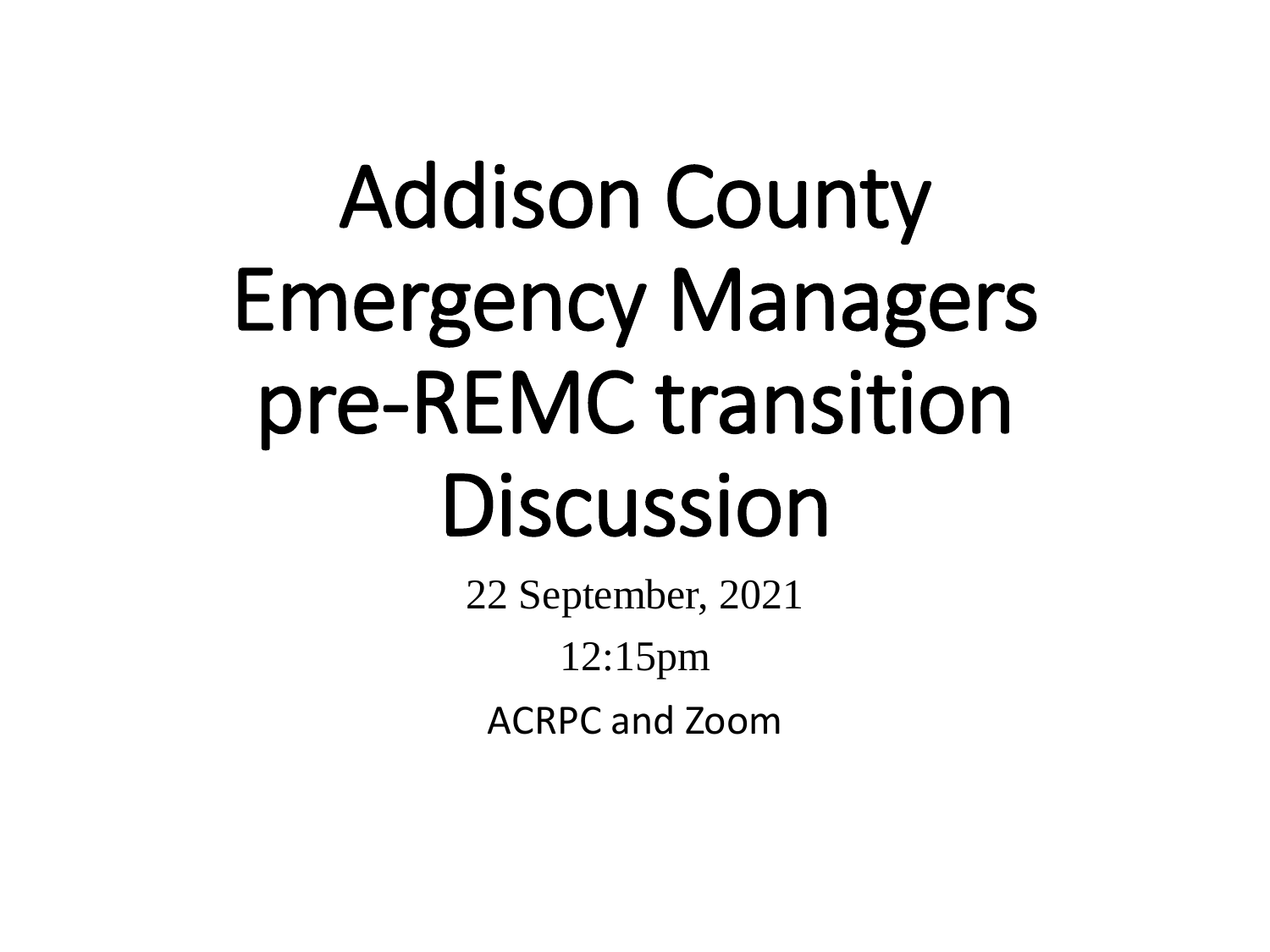# Addison County Emergency Managers pre-REMC transition Discussion

22 September, 2021

12:15pm

ACRPC and Zoom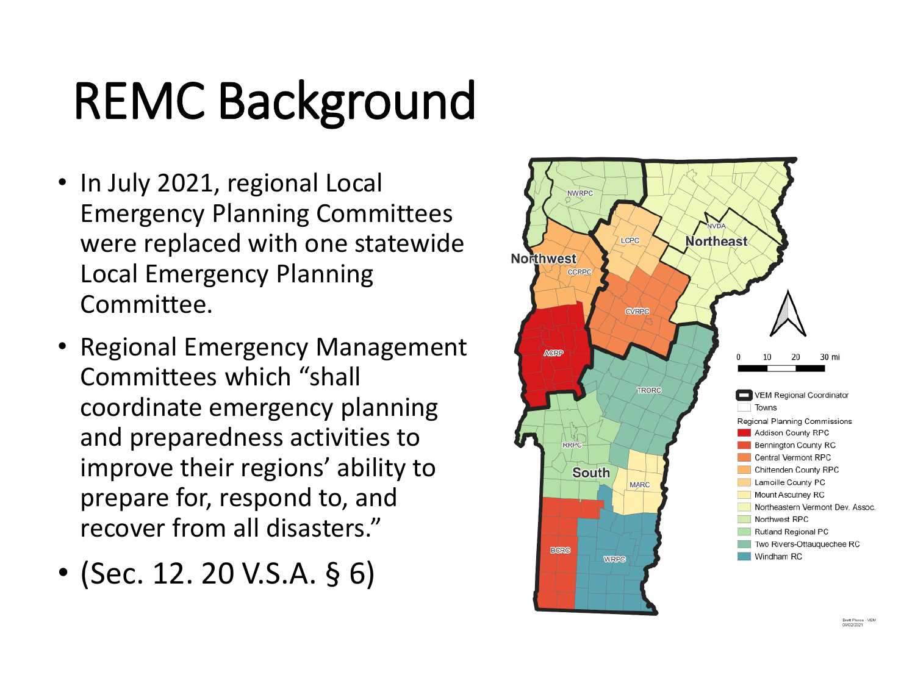# REMC Background

- In July 2021, regional Local Emergency Planning Committees were replaced with one statewide Local Emergency Planning Committee.
- Regional Emergency Management Committees which "shall coordinate emergency planning and preparedness activities to improve their regions' ability to prepare for, respond to, and recover from all disasters."
- (Sec. 12. 20 V.S.A. § 6)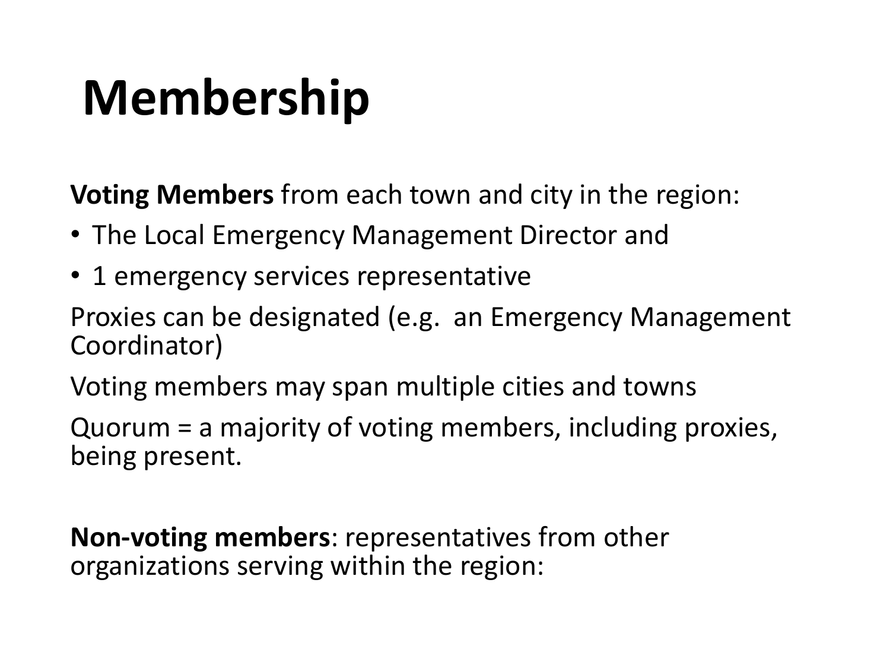# Membership

**Voting Members** from each town and city in the region:

- The Local Emergency Management Director and
- 1 emergency services representative

Proxies can be designated (e.g. an Emergency Management Coordinator)

Voting members may span multiple cities and towns

Quorum = a majority of voting members, including proxies, being present.

**Non-voting members**: representatives from other organizations serving within the region: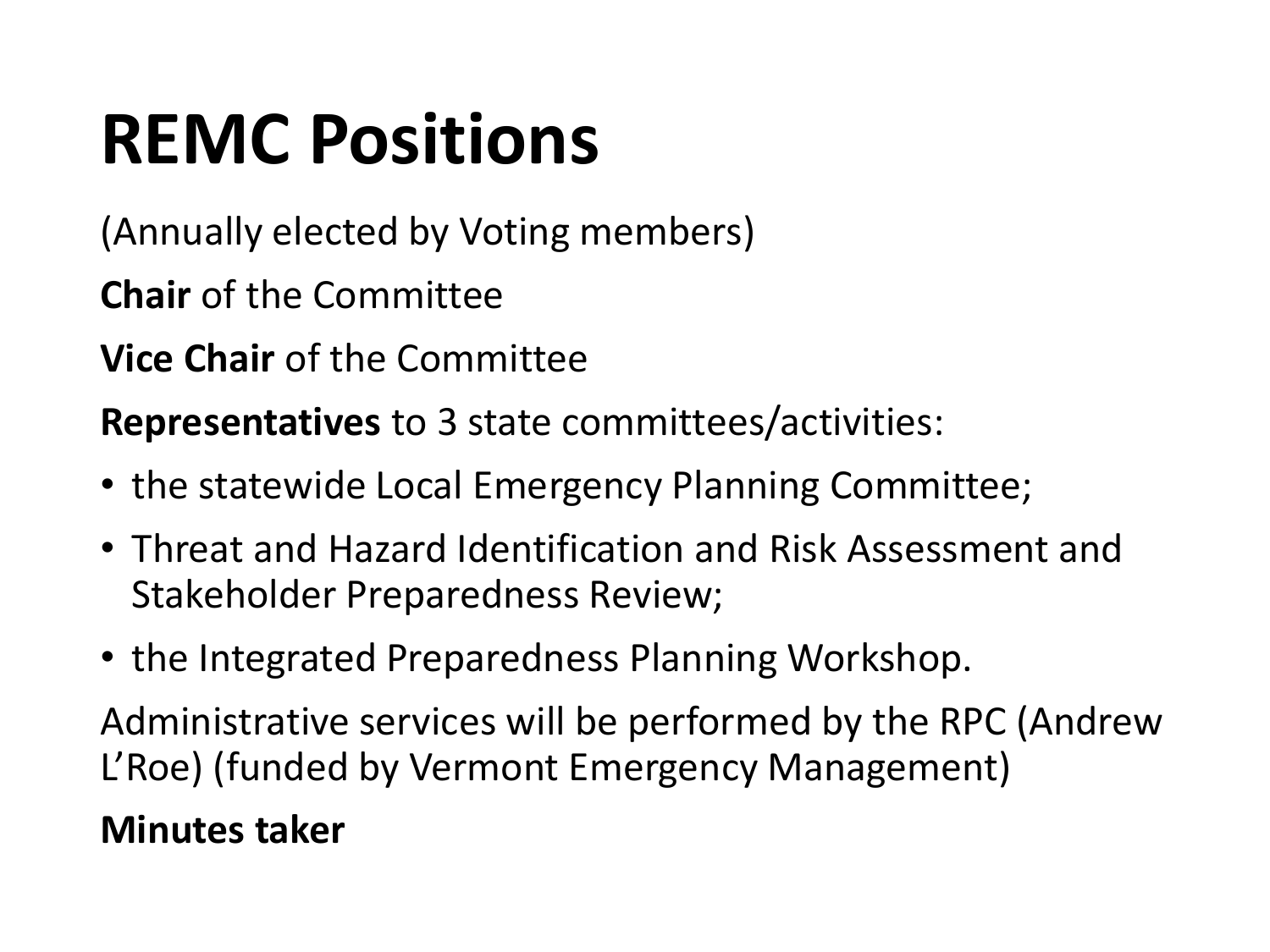# REMC Positions

(Annually elected by Voting members)

**Chair** of the Committee

**Vice Chair** of the Committee

**Representatives** to 3 state committees/activities:

- the statewide Local Emergency Planning Committee;
- Threat and Hazard Identification and Risk Assessment and Stakeholder Preparedness Review;
- the Integrated Preparedness Planning Workshop.

Administrative services will be performed by the RPC (Andrew L'Roe) (funded by Vermont Emergency Management)

**Minutes taker**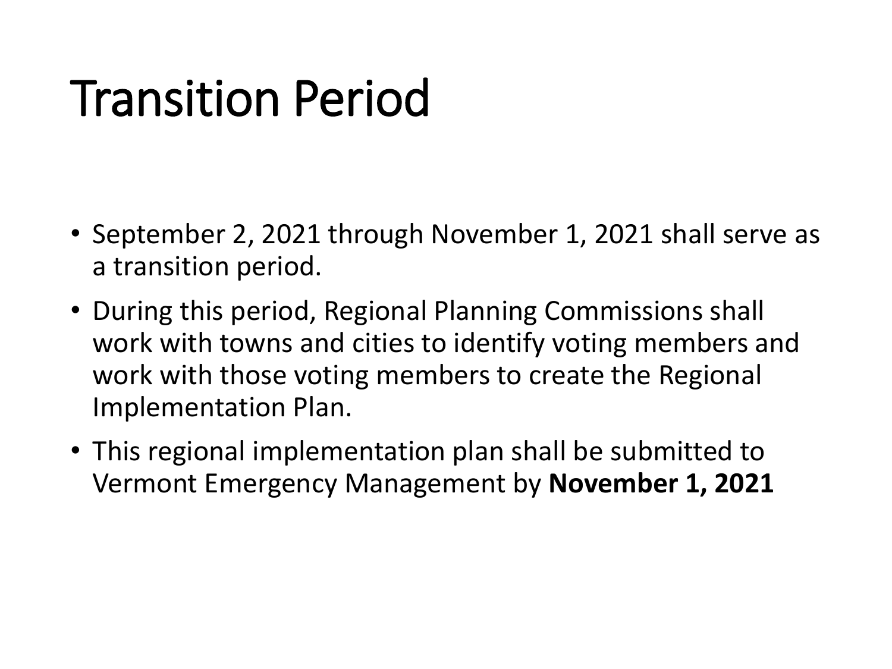# Transition Period

- September 2, 2021 through November 1, 2021 shall serve as a transition period.
- During this period, Regional Planning Commissions shall work with towns and cities to identify voting members and work with those voting members to create the Regional Implementation Plan.
- This regional implementation plan shall be submitted to Vermont Emergency Management by **November 1, 2021**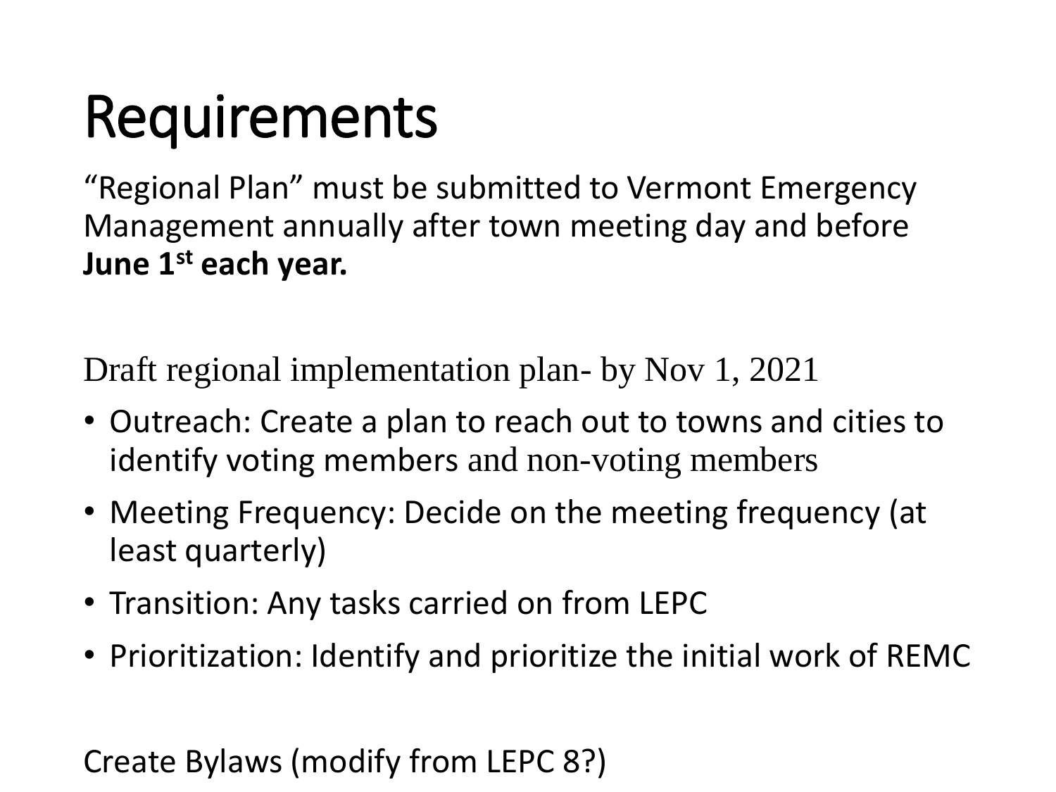# Requirements

"Regional Plan" must be submitted to Vermont Emergency Management annually after town meeting day and before **June 1st each year.**

Draft regional implementation plan- by Nov 1, 2021

- Outreach: Create a plan to reach out to towns and cities to identify voting members and non-voting members
- Meeting Frequency: Decide on the meeting frequency (at least quarterly)
- Transition: Any tasks carried on from LEPC
- Prioritization: Identify and prioritize the initial work of REMC

Create Bylaws (modify from LEPC 8?)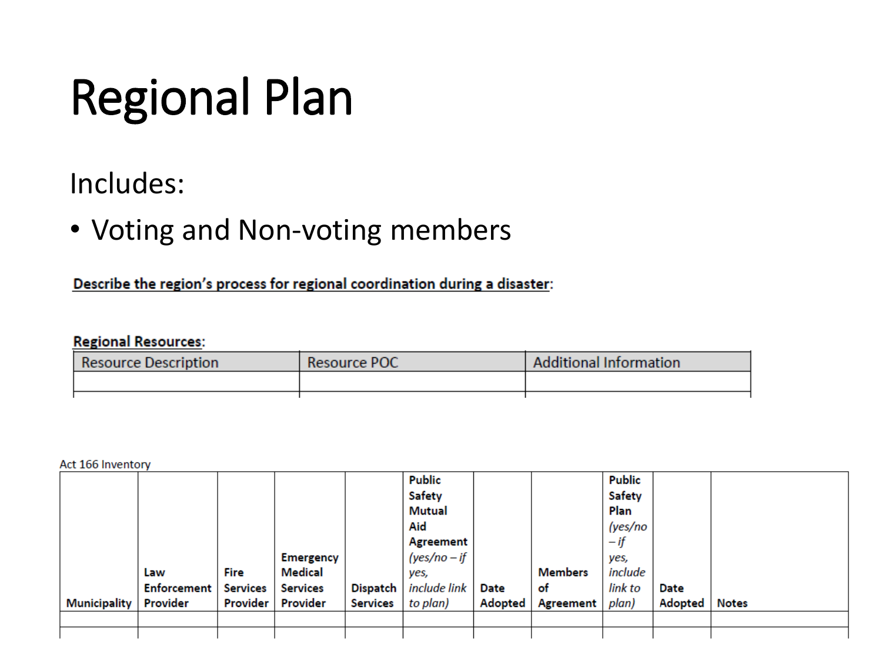# Regional Plan

Includes:

- Voting and Non-voting members

**Describe the region's process for regional coordination during a disaster:**

**Regional Resources:**

| Resource Description | Resource POC | Additional Information |
|---|---|---|
| | | |

Act 166 Inventory

| Municipality | Law Enforcement Provider | Fire Services Provider | Emergency Medical Services Provider | Dispatch Services | Public Safety Mutual Aid Agreement *(yes/no – if yes, include link to plan)* | Date Adopted | Members of Agreement | Public Safety Plan *(yes/no – if yes, include link to plan)* | Date Adopted | Notes |
|---|---|---|---|---|---|---|---|---|---|---|
| | | | | | | | | | | |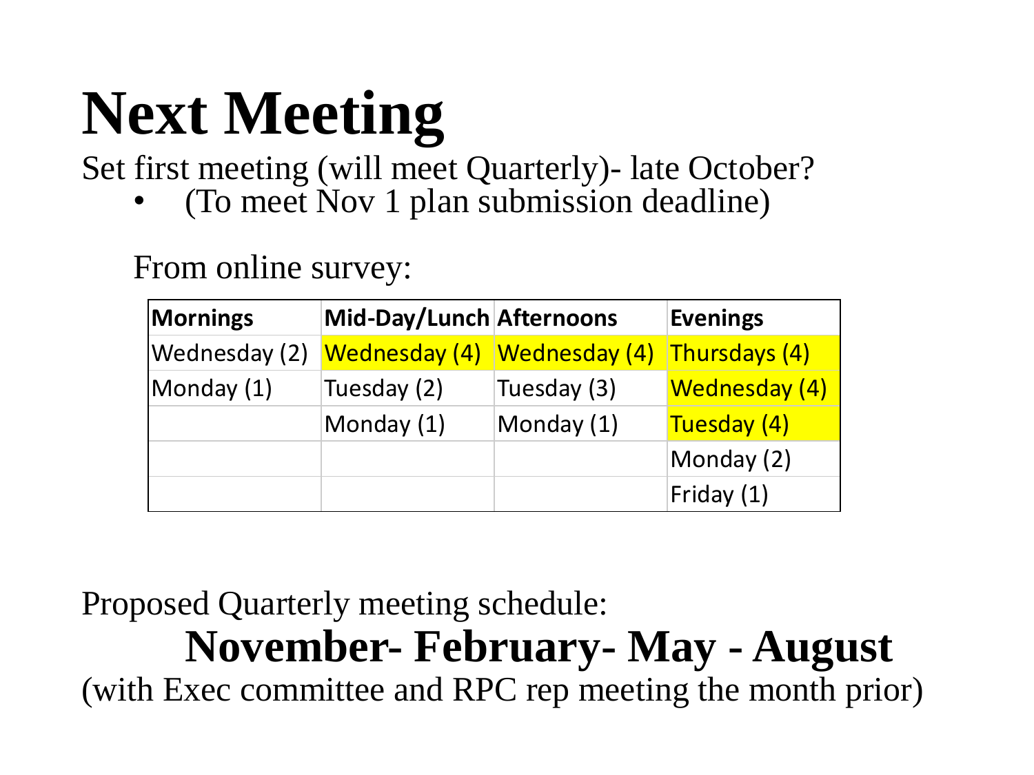# Next Meeting

Set first meeting (will meet Quarterly)- late October?

- (To meet Nov 1 plan submission deadline)

From online survey:

| Mornings | Mid-Day/Lunch | Afternoons | Evenings |
|---|---|---|---|
| Wednesday (2) | Wednesday (4) | Wednesday (4) | Thursdays (4) |
| Monday (1) | Tuesday (2) | Tuesday (3) | Wednesday (4) |
| | Monday (1) | Monday (1) | Tuesday (4) |
| | | | Monday (2) |
| | | | Friday (1) |

Proposed Quarterly meeting schedule:

**November- February- May - August**

(with Exec committee and RPC rep meeting the month prior)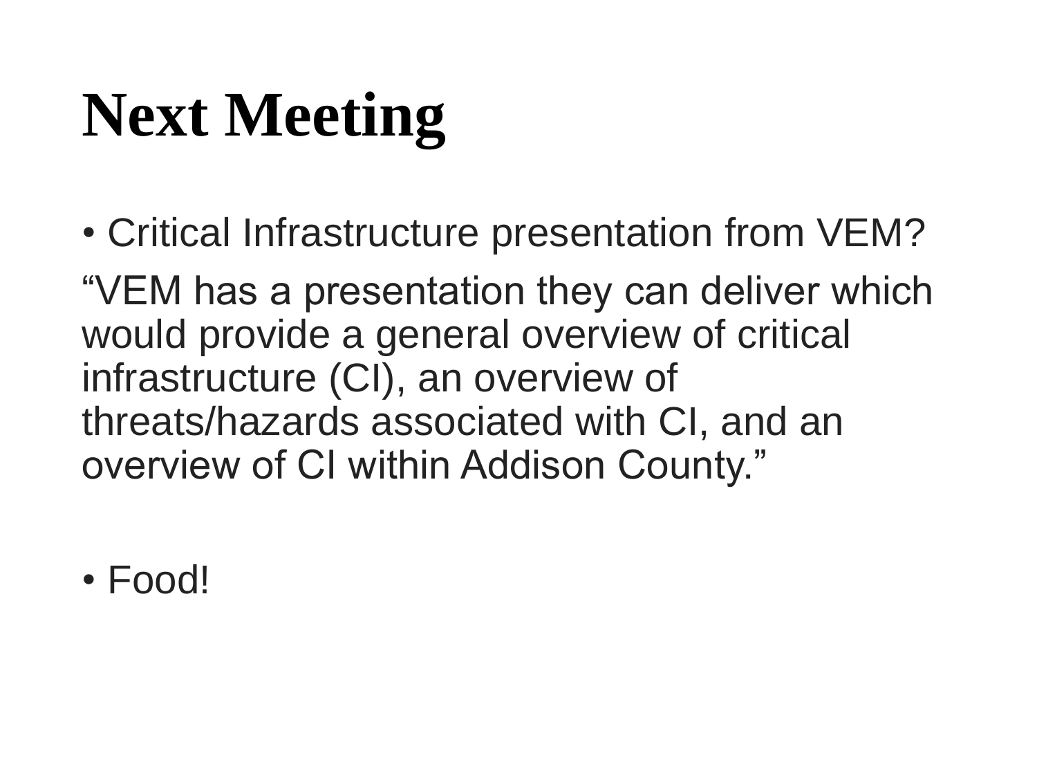# Next Meeting

- Critical Infrastructure presentation from VEM?

“VEM has a presentation they can deliver which would provide a general overview of critical infrastructure (CI), an overview of threats/hazards associated with CI, and an overview of CI within Addison County.”

- Food!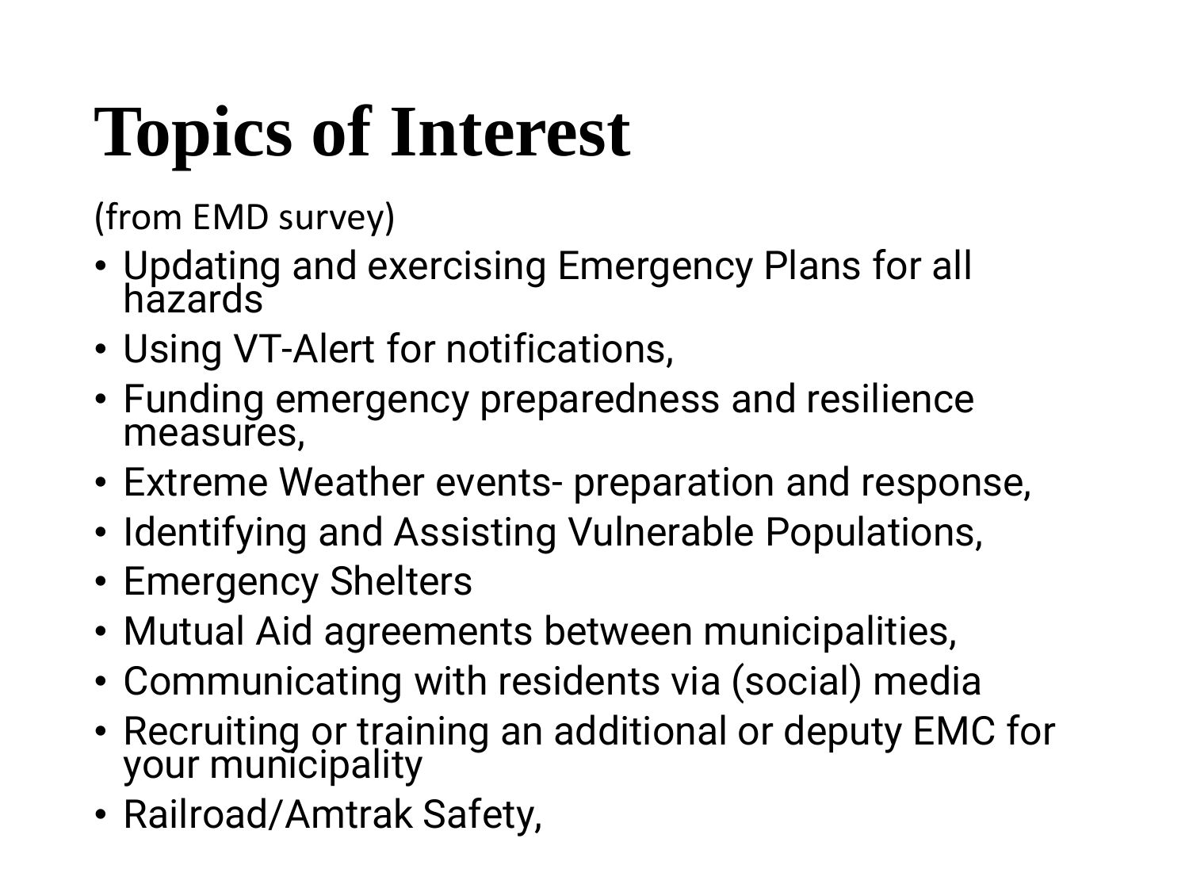# Topics of Interest

(from EMD survey)

- Updating and exercising Emergency Plans for all hazards
- Using VT-Alert for notifications,
- Funding emergency preparedness and resilience measures,
- Extreme Weather events- preparation and response,
- Identifying and Assisting Vulnerable Populations,
- Emergency Shelters
- Mutual Aid agreements between municipalities,
- Communicating with residents via (social) media
- Recruiting or training an additional or deputy EMC for your municipality
- Railroad/Amtrak Safety,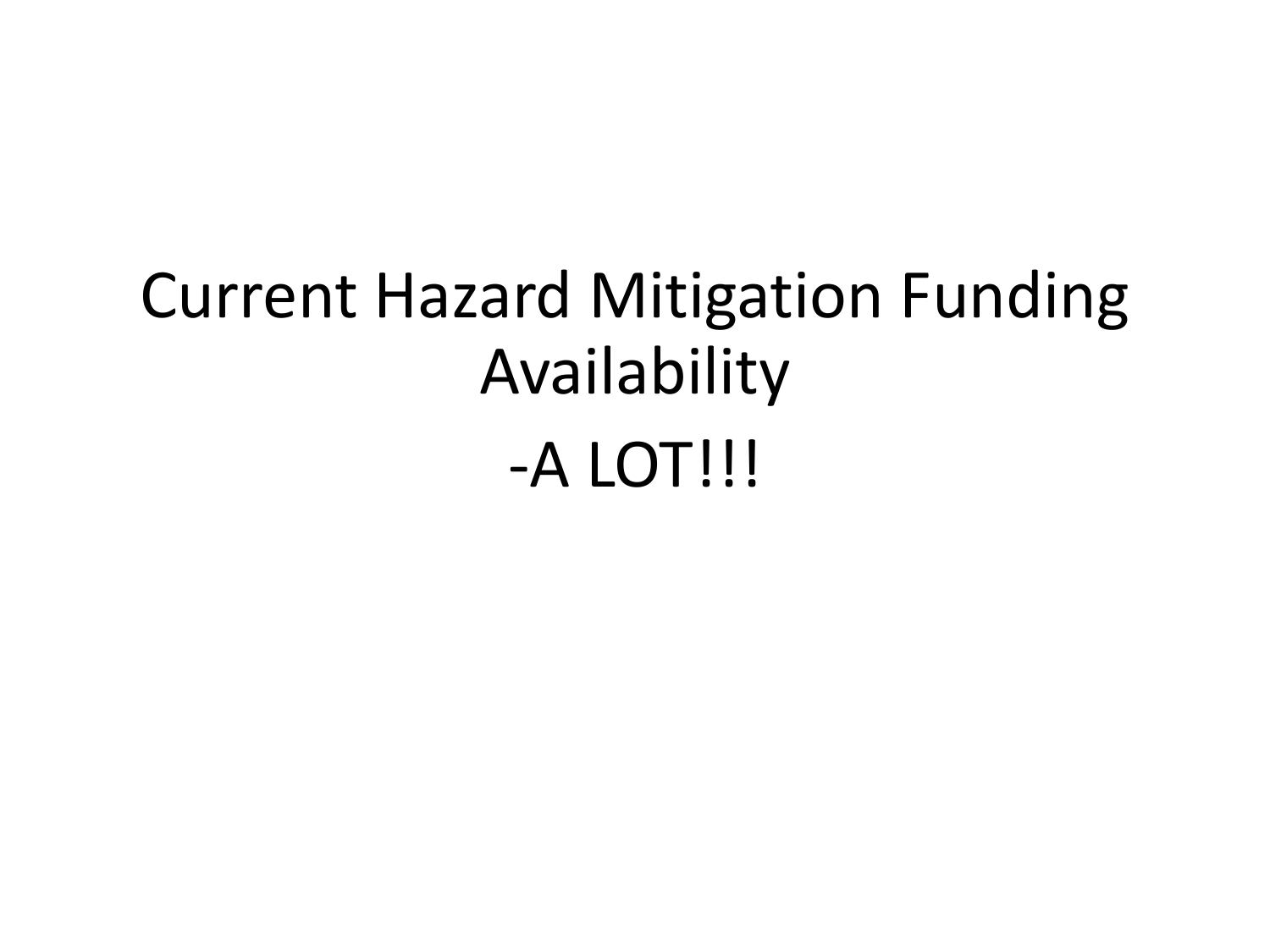# Current Hazard Mitigation Funding Availability

-A LOT!!!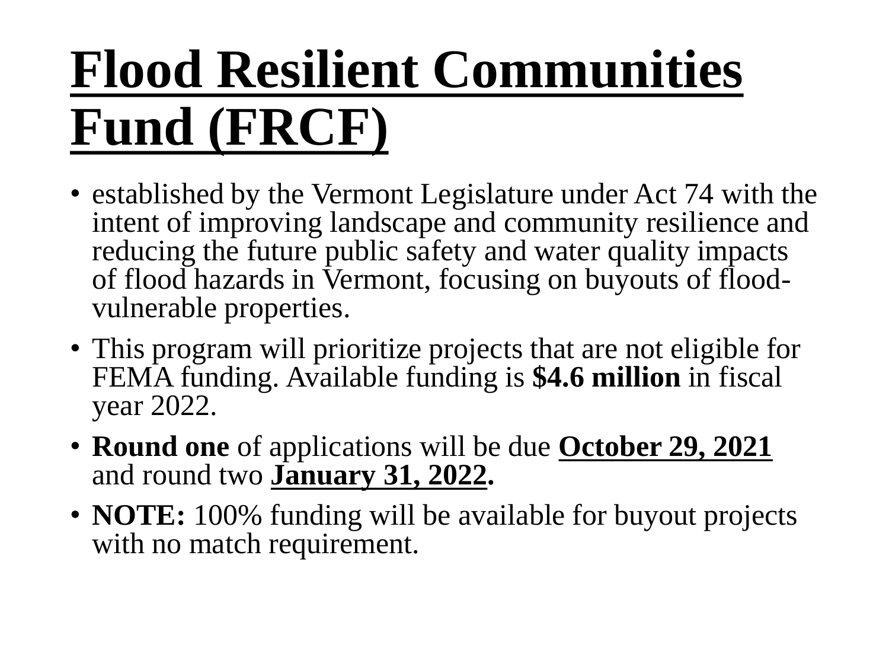# Flood Resilient Communities Fund (FRCF)

- established by the Vermont Legislature under Act 74 with the intent of improving landscape and community resilience and reducing the future public safety and water quality impacts of flood hazards in Vermont, focusing on buyouts of flood-vulnerable properties.
- This program will prioritize projects that are not eligible for FEMA funding. Available funding is **$4.6 million** in fiscal year 2022.
- **Round one** of applications will be due **October 29, 2021** and round two **January 31, 2022.**
- **NOTE:** 100% funding will be available for buyout projects with no match requirement.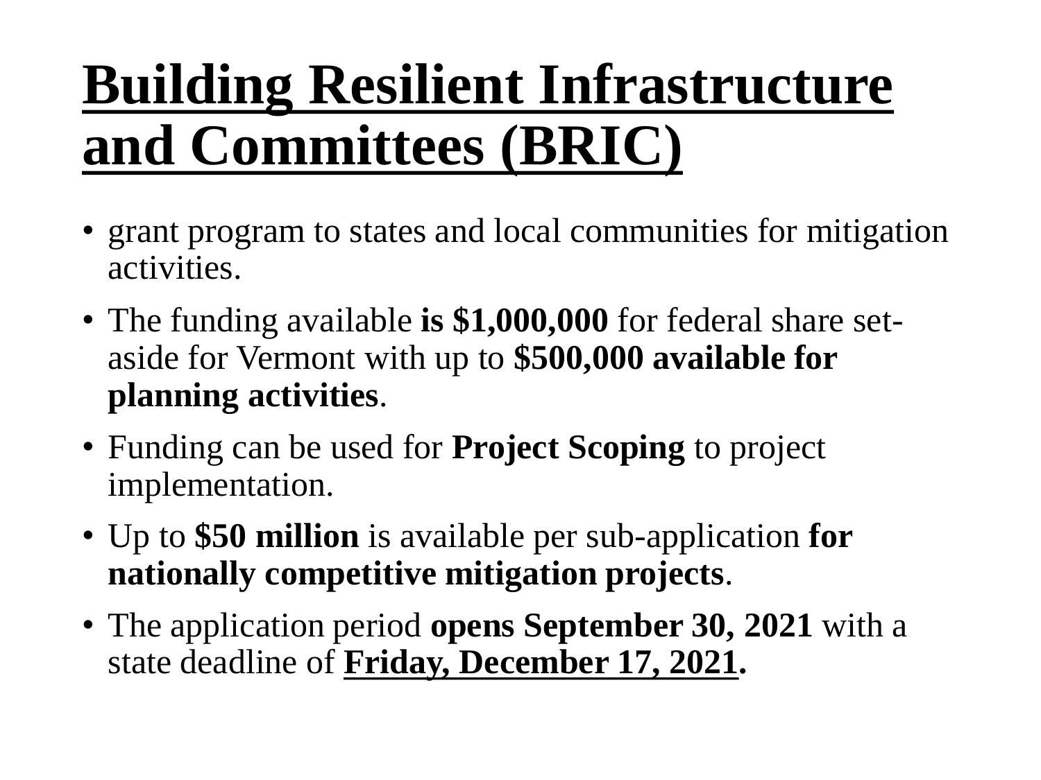# Building Resilient Infrastructure and Committees (BRIC)

- grant program to states and local communities for mitigation activities.
- The funding available **is $1,000,000** for federal share set-aside for Vermont with up to **$500,000 available for planning activities**.
- Funding can be used for **Project Scoping** to project implementation.
- Up to **$50 million** is available per sub-application **for nationally competitive mitigation projects**.
- The application period **opens September 30, 2021** with a state deadline of **Friday, December 17, 2021.**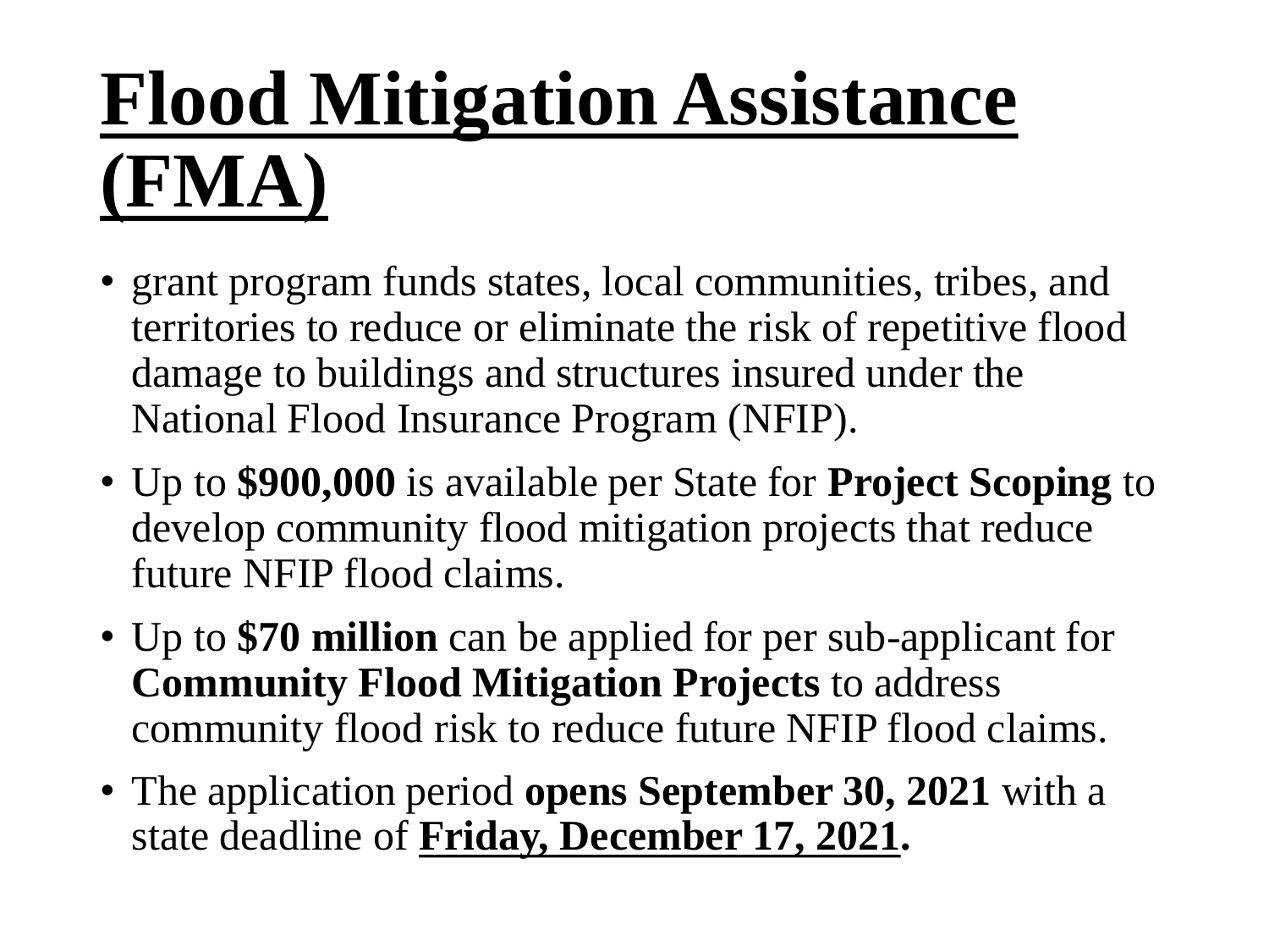# Flood Mitigation Assistance (FMA)

- grant program funds states, local communities, tribes, and territories to reduce or eliminate the risk of repetitive flood damage to buildings and structures insured under the National Flood Insurance Program (NFIP).
- Up to **$900,000** is available per State for **Project Scoping** to develop community flood mitigation projects that reduce future NFIP flood claims.
- Up to **$70 million** can be applied for per sub-applicant for **Community Flood Mitigation Projects** to address community flood risk to reduce future NFIP flood claims.
- The application period **opens September 30, 2021** with a state deadline of **Friday, December 17, 2021.**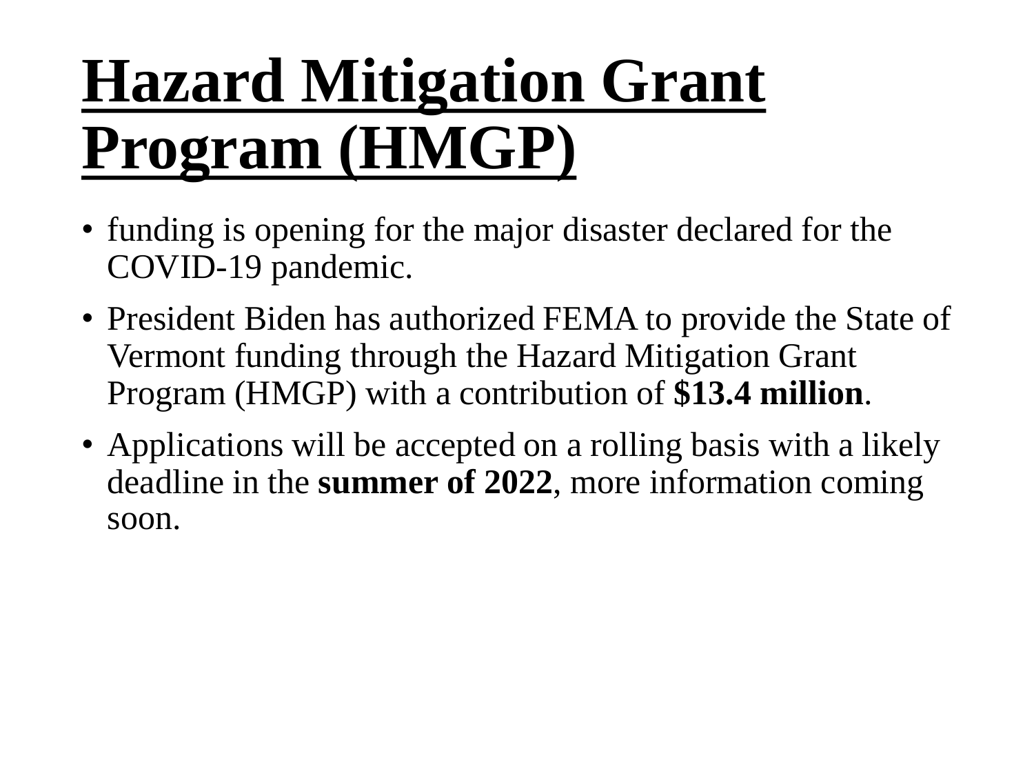# Hazard Mitigation Grant Program (HMGP)

- funding is opening for the major disaster declared for the COVID-19 pandemic.
- President Biden has authorized FEMA to provide the State of Vermont funding through the Hazard Mitigation Grant Program (HMGP) with a contribution of **$13.4 million**.
- Applications will be accepted on a rolling basis with a likely deadline in the **summer of 2022**, more information coming soon.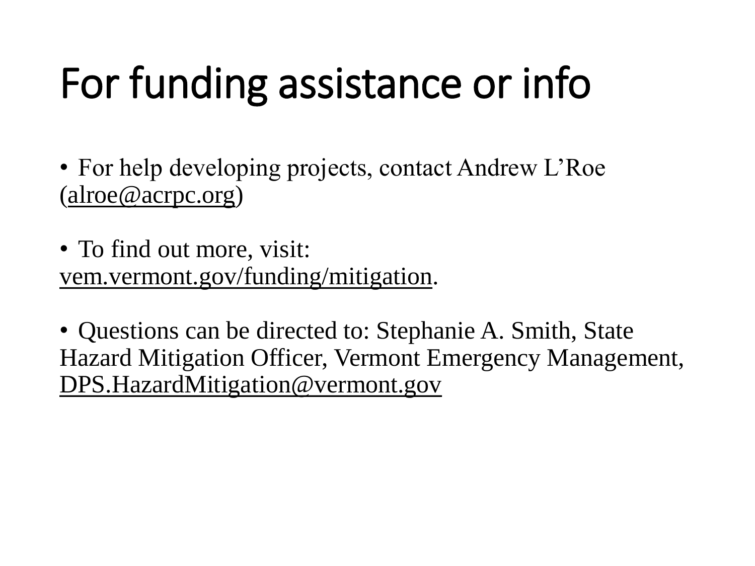# For funding assistance or info

- For help developing projects, contact Andrew L'Roe (alroe@acrpc.org)

- To find out more, visit: vem.vermont.gov/funding/mitigation.

- Questions can be directed to: Stephanie A. Smith, State Hazard Mitigation Officer, Vermont Emergency Management, DPS.HazardMitigation@vermont.gov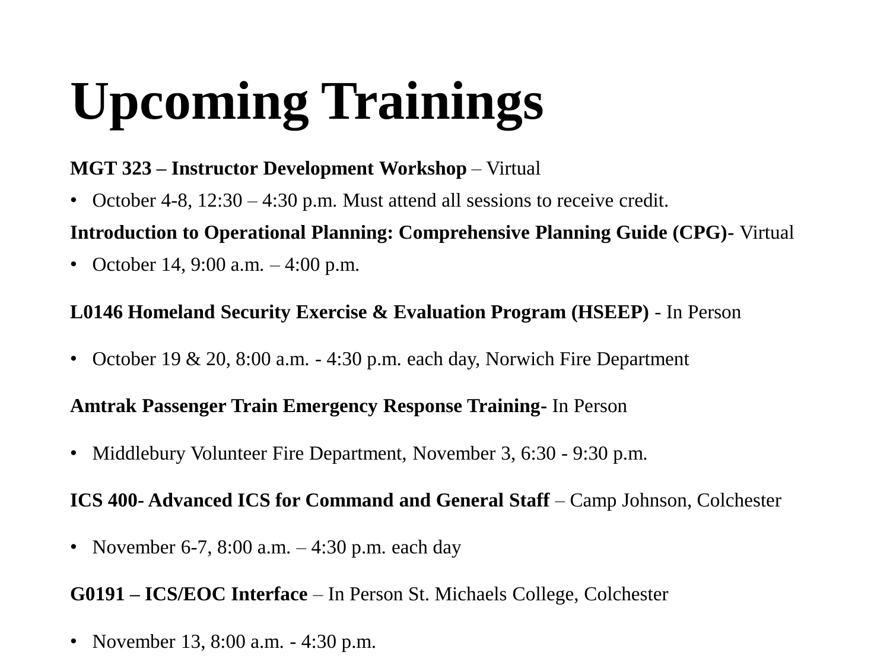# Upcoming Trainings

**MGT 323 – Instructor Development Workshop** – Virtual

- October 4-8, 12:30 – 4:30 p.m. Must attend all sessions to receive credit.

**Introduction to Operational Planning: Comprehensive Planning Guide (CPG)-** Virtual

- October 14, 9:00 a.m. – 4:00 p.m.

**L0146 Homeland Security Exercise & Evaluation Program (HSEEP)** - In Person

- October 19 & 20, 8:00 a.m. - 4:30 p.m. each day, Norwich Fire Department

**Amtrak Passenger Train Emergency Response Training-** In Person

- Middlebury Volunteer Fire Department, November 3, 6:30 - 9:30 p.m.

**ICS 400- Advanced ICS for Command and General Staff** – Camp Johnson, Colchester

- November 6-7, 8:00 a.m. – 4:30 p.m. each day

**G0191 – ICS/EOC Interface** – In Person St. Michaels College, Colchester

- November 13, 8:00 a.m. - 4:30 p.m.